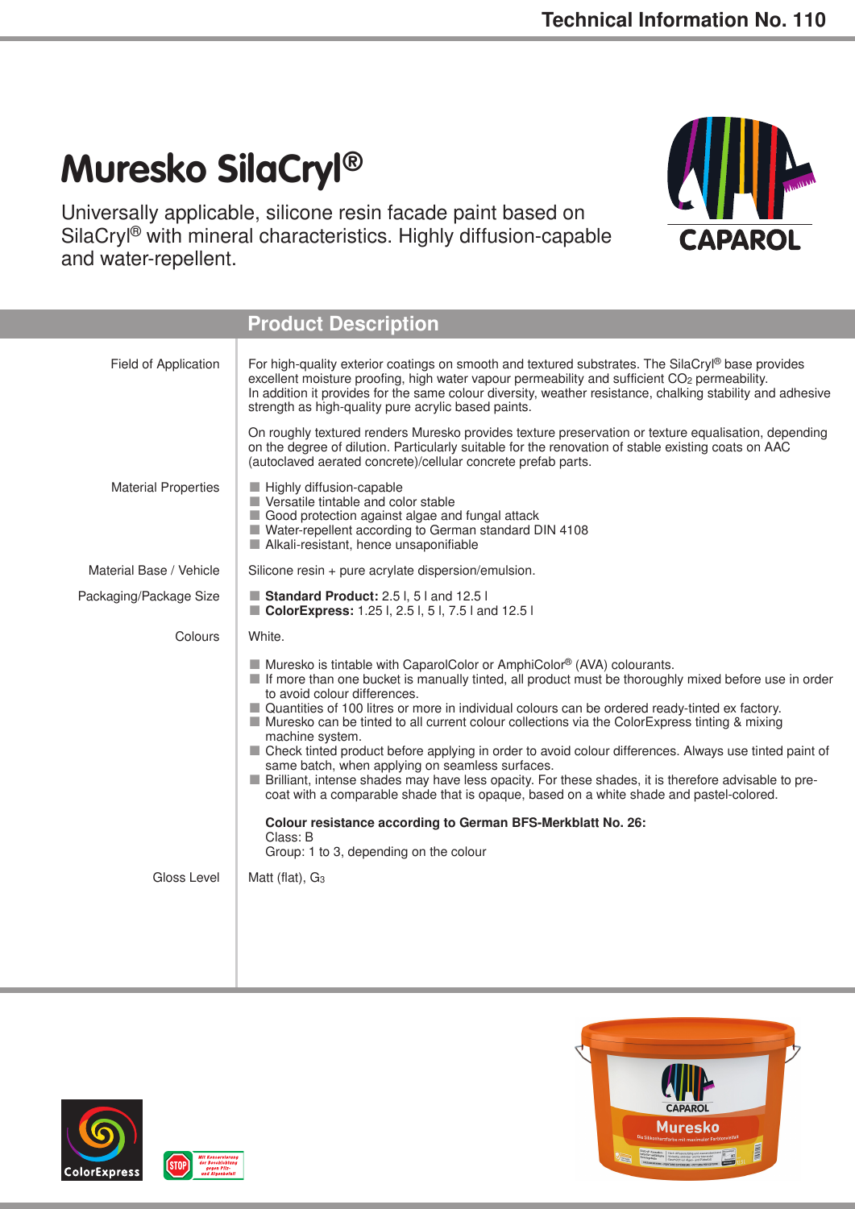# Muresko SilaCryl®

Universally applicable, silicone resin facade paint based on SilaCryl® with mineral characteristics. Highly diffusion-capable and water-repellent.

## Product Description

**Field of Application**

For high-quality exterior coatings on smooth and textured substrates. The SilaCryl® base provides excellent moisture proofing, high water vapour permeability and sufficient $CO_2$ permeability. In addition it provides for the same colour diversity, weather resistance, chalking stability and adhesive strength as high-quality pure acrylic based paints.

On roughly textured renders Muresko provides texture preservation or texture equalisation, depending on the degree of dilution. Particularly suitable for the renovation of stable existing coats on AAC (autoclaved aerated concrete)/cellular concrete prefab parts.

**Material Properties**

- Highly diffusion-capable
- Versatile tintable and color stable
- Good protection against algae and fungal attack
- Water-repellent according to German standard DIN 4108
- Alkali-resistant, hence unsaponifiable

**Material Base / Vehicle**

Silicone resin + pure acrylate dispersion/emulsion.

**Packaging/Package Size**

- **Standard Product:** 2.5 l, 5 l and 12.5 l
- **ColorExpress:** 1.25 l, 2.5 l, 5 l, 7.5 l and 12.5 l

**Colours**

White.

- Muresko is tintable with CaparolColor or AmphiColor® (AVA) colourants.
- If more than one bucket is manually tinted, all product must be thoroughly mixed before use in order to avoid colour differences.
- Quantities of 100 litres or more in individual colours can be ordered ready-tinted ex factory.
- Muresko can be tinted to all current colour collections via the ColorExpress tinting & mixing machine system.
- Check tinted product before applying in order to avoid colour differences. Always use tinted paint of same batch, when applying on seamless surfaces.
- Brilliant, intense shades may have less opacity. For these shades, it is therefore advisable to pre-coat with a comparable shade that is opaque, based on a white shade and pastel-colored.

**Colour resistance according to German BFS-Merkblatt No. 26:**
Class: B
Group: 1 to 3, depending on the colour

**Gloss Level**

Matt (flat), $G_3$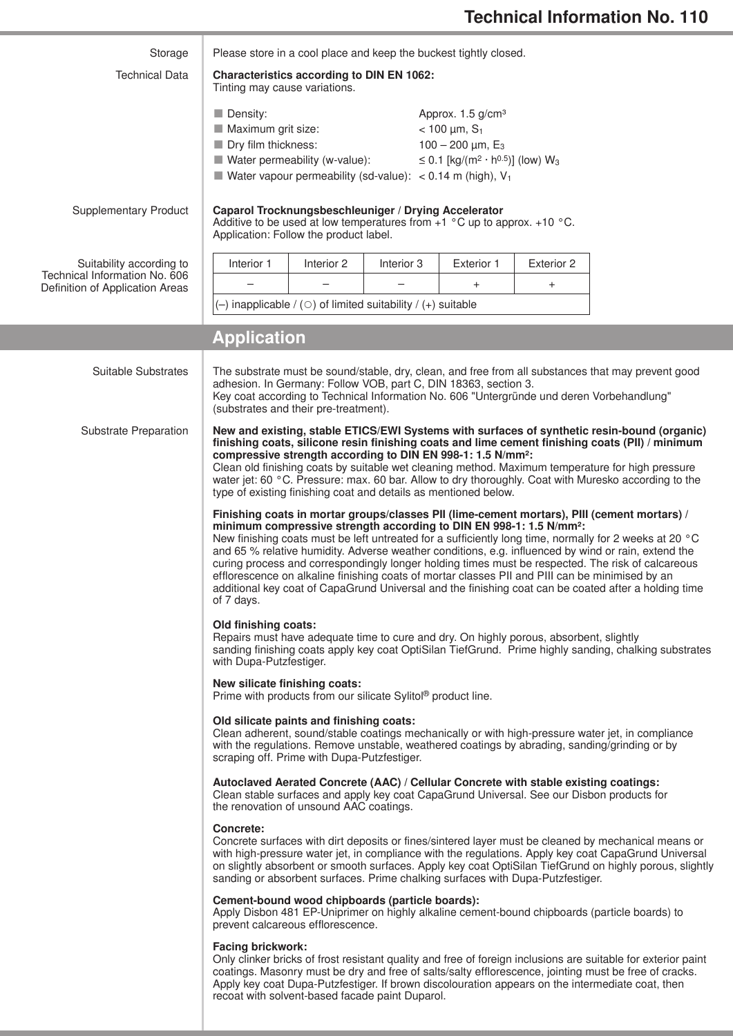**Storage**

Please store in a cool place and keep the buckest tightly closed.

**Technical Data**

**Characteristics according to DIN EN 1062:**
Tinting may cause variations.

- Density: Approx. 1.5 g/cm³
- Maximum grit size: < 100 µm, $S_1$
- Dry film thickness: 100 – 200 µm, $E_3$
- Water permeability (w-value): ≤ 0.1 [kg/(m² · h$^{0.5}$)] (low) $W_3$
- Water vapour permeability (sd-value): < 0.14 m (high), $V_1$

**Supplementary Product**

**Caparol Trocknungsbeschleuniger / Drying Accelerator**
Additive to be used at low temperatures from +1 °C up to approx. +10 °C.
Application: Follow the product label.

**Suitability according to Technical Information No. 606 Definition of Application Areas**

| Interior 1 | Interior 2 | Interior 3 | Exterior 1 | Exterior 2 |
|---|---|---|---|---|
| – | – | – | + | + |

(–) inapplicable / (○) of limited suitability / (+) suitable

## Application

**Suitable Substrates**

The substrate must be sound/stable, dry, clean, and free from all substances that may prevent good adhesion. In Germany: Follow VOB, part C, DIN 18363, section 3.
Key coat according to Technical Information No. 606 "Untergründe und deren Vorbehandlung" (substrates and their pre-treatment).

**Substrate Preparation**

**New and existing, stable ETICS/EWI Systems with surfaces of synthetic resin-bound (organic) finishing coats, silicone resin finishing coats and lime cement finishing coats (PII) / minimum compressive strength according to DIN EN 998-1: 1.5 N/mm²:**
Clean old finishing coats by suitable wet cleaning method. Maximum temperature for high pressure water jet: 60 °C. Pressure: max. 60 bar. Allow to dry thoroughly. Coat with Muresko according to the type of existing finishing coat and details as mentioned below.

**Finishing coats in mortar groups/classes PII (lime-cement mortars), PIII (cement mortars) / minimum compressive strength according to DIN EN 998-1: 1.5 N/mm²:**
New finishing coats must be left untreated for a sufficiently long time, normally for 2 weeks at 20 °C and 65 % relative humidity. Adverse weather conditions, e.g. influenced by wind or rain, extend the curing process and correspondingly longer holding times must be respected. The risk of calcareous efflorescence on alkaline finishing coats of mortar classes PII and PIII can be minimised by an additional key coat of CapaGrund Universal and the finishing coat can be coated after a holding time of 7 days.

**Old finishing coats:**
Repairs must have adequate time to cure and dry. On highly porous, absorbent, slightly sanding finishing coats apply key coat OptiSilan TiefGrund. Prime highly sanding, chalking substrates with Dupa-Putzfestiger.

**New silicate finishing coats:**
Prime with products from our silicate Sylitol® product line.

**Old silicate paints and finishing coats:**
Clean adherent, sound/stable coatings mechanically or with high-pressure water jet, in compliance with the regulations. Remove unstable, weathered coatings by abrading, sanding/grinding or by scraping off. Prime with Dupa-Putzfestiger.

**Autoclaved Aerated Concrete (AAC) / Cellular Concrete with stable existing coatings:**
Clean stable surfaces and apply key coat CapaGrund Universal. See our Disbon products for the renovation of unsound AAC coatings.

**Concrete:**
Concrete surfaces with dirt deposits or fines/sintered layer must be cleaned by mechanical means or with high-pressure water jet, in compliance with the regulations. Apply key coat CapaGrund Universal on slightly absorbent or smooth surfaces. Apply key coat OptiSilan TiefGrund on highly porous, slightly sanding or absorbent surfaces. Prime chalking surfaces with Dupa-Putzfestiger.

**Cement-bound wood chipboards (particle boards):**
Apply Disbon 481 EP-Uniprimer on highly alkaline cement-bound chipboards (particle boards) to prevent calcareous efflorescence.

**Facing brickwork:**
Only clinker bricks of frost resistant quality and free of foreign inclusions are suitable for exterior paint coatings. Masonry must be dry and free of salts/salty efflorescence, jointing must be free of cracks. Apply key coat Dupa-Putzfestiger. If brown discolouration appears on the intermediate coat, then recoat with solvent-based facade paint Duparol.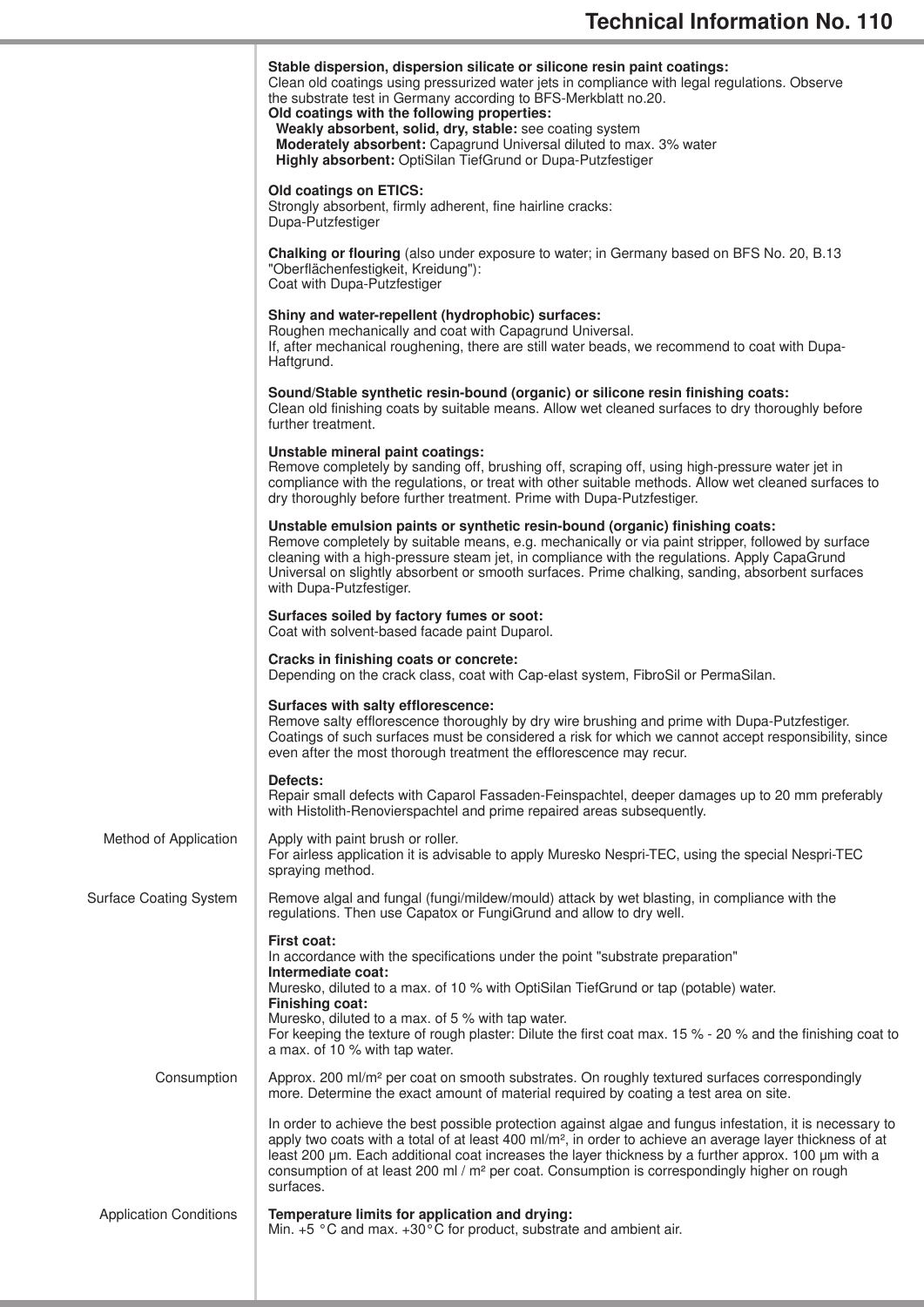**Stable dispersion, dispersion silicate or silicone resin paint coatings:**
Clean old coatings using pressurized water jets in compliance with legal regulations. Observe the substrate test in Germany according to BFS-Merkblatt no.20.
**Old coatings with the following properties:**
**Weakly absorbent, solid, dry, stable:** see coating system
**Moderately absorbent:** Capagrund Universal diluted to max. 3% water
**Highly absorbent:** OptiSilan TiefGrund or Dupa-Putzfestiger

**Old coatings on ETICS:**
Strongly absorbent, firmly adherent, fine hairline cracks:
Dupa-Putzfestiger

**Chalking or flouring** (also under exposure to water; in Germany based on BFS No. 20, B.13 "Oberflächenfestigkeit, Kreidung"):
Coat with Dupa-Putzfestiger

**Shiny and water-repellent (hydrophobic) surfaces:**
Roughen mechanically and coat with Capagrund Universal.
If, after mechanical roughening, there are still water beads, we recommend to coat with Dupa-Haftgrund.

**Sound/Stable synthetic resin-bound (organic) or silicone resin finishing coats:**
Clean old finishing coats by suitable means. Allow wet cleaned surfaces to dry thoroughly before further treatment.

**Unstable mineral paint coatings:**
Remove completely by sanding off, brushing off, scraping off, using high-pressure water jet in compliance with the regulations, or treat with other suitable methods. Allow wet cleaned surfaces to dry thoroughly before further treatment. Prime with Dupa-Putzfestiger.

**Unstable emulsion paints or synthetic resin-bound (organic) finishing coats:**
Remove completely by suitable means, e.g. mechanically or via paint stripper, followed by surface cleaning with a high-pressure steam jet, in compliance with the regulations. Apply CapaGrund Universal on slightly absorbent or smooth surfaces. Prime chalking, sanding, absorbent surfaces with Dupa-Putzfestiger.

**Surfaces soiled by factory fumes or soot:**
Coat with solvent-based facade paint Duparol.

**Cracks in finishing coats or concrete:**
Depending on the crack class, coat with Cap-elast system, FibroSil or PermaSilan.

**Surfaces with salty efflorescence:**
Remove salty efflorescence thoroughly by dry wire brushing and prime with Dupa-Putzfestiger. Coatings of such surfaces must be considered a risk for which we cannot accept responsibility, since even after the most thorough treatment the efflorescence may recur.

**Defects:**
Repair small defects with Caparol Fassaden-Feinspachtel, deeper damages up to 20 mm preferably with Histolith-Renovierspachtel and prime repaired areas subsequently.

## Method of Application

Apply with paint brush or roller.
For airless application it is advisable to apply Muresko Nespri-TEC, using the special Nespri-TEC spraying method.

## Surface Coating System

Remove algal and fungal (fungi/mildew/mould) attack by wet blasting, in compliance with the regulations. Then use Capatox or FungiGrund and allow to dry well.

**First coat:**
In accordance with the specifications under the point "substrate preparation"
**Intermediate coat:**
Muresko, diluted to a max. of 10 % with OptiSilan TiefGrund or tap (potable) water.
**Finishing coat:**
Muresko, diluted to a max. of 5 % with tap water.
For keeping the texture of rough plaster: Dilute the first coat max. 15 % - 20 % and the finishing coat to a max. of 10 % with tap water.

## Consumption

Approx. 200 ml/m² per coat on smooth substrates. On roughly textured surfaces correspondingly more. Determine the exact amount of material required by coating a test area on site.

In order to achieve the best possible protection against algae and fungus infestation, it is necessary to apply two coats with a total of at least 400 ml/m², in order to achieve an average layer thickness of at least 200 µm. Each additional coat increases the layer thickness by a further approx. 100 µm with a consumption of at least 200 ml / m² per coat. Consumption is correspondingly higher on rough surfaces.

## Application Conditions

**Temperature limits for application and drying:**
Min. +5 °C and max. +30°C for product, substrate and ambient air.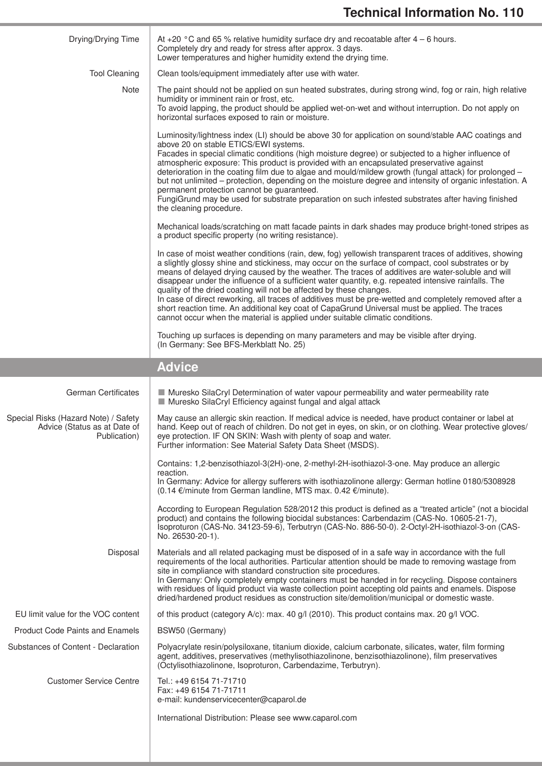**Drying/Drying Time**

At +20 °C and 65 % relative humidity surface dry and recoatable after 4 – 6 hours.
Completely dry and ready for stress after approx. 3 days.
Lower temperatures and higher humidity extend the drying time.

**Tool Cleaning**

Clean tools/equipment immediately after use with water.

**Note**

The paint should not be applied on sun heated substrates, during strong wind, fog or rain, high relative humidity or imminent rain or frost, etc.
To avoid lapping, the product should be applied wet-on-wet and without interruption. Do not apply on horizontal surfaces exposed to rain or moisture.

Luminosity/lightness index (LI) should be above 30 for application on sound/stable AAC coatings and above 20 on stable ETICS/EWI systems.
Facades in special climatic conditions (high moisture degree) or subjected to a higher influence of atmospheric exposure: This product is provided with an encapsulated preservative against deterioration in the coating film due to algae and mould/mildew growth (fungal attack) for prolonged – but not unlimited – protection, depending on the moisture degree and intensity of organic infestation. A permanent protection cannot be guaranteed.
FungiGrund may be used for substrate preparation on such infested substrates after having finished the cleaning procedure.

Mechanical loads/scratching on matt facade paints in dark shades may produce bright-toned stripes as a product specific property (no writing resistance).

In case of moist weather conditions (rain, dew, fog) yellowish transparent traces of additives, showing a slightly glossy shine and stickiness, may occur on the surface of compact, cool substrates or by means of delayed drying caused by the weather. The traces of additives are water-soluble and will disappear under the influence of a sufficient water quantity, e.g. repeated intensive rainfalls. The quality of the dried coating will not be affected by these changes.
In case of direct reworking, all traces of additives must be pre-wetted and completely removed after a short reaction time. An additional key coat of CapaGrund Universal must be applied. The traces cannot occur when the material is applied under suitable climatic conditions.

Touching up surfaces is depending on many parameters and may be visible after drying.
(In Germany: See BFS-Merkblatt No. 25)

## Advice

**German Certificates**

- Muresko SilaCryl Determination of water vapour permeability and water permeability rate
- Muresko SilaCryl Efficiency against fungal and algal attack

**Special Risks (Hazard Note) / Safety Advice (Status as at Date of Publication)**

May cause an allergic skin reaction. If medical advice is needed, have product container or label at hand. Keep out of reach of children. Do not get in eyes, on skin, or on clothing. Wear protective gloves/eye protection. IF ON SKIN: Wash with plenty of soap and water.
Further information: See Material Safety Data Sheet (MSDS).

Contains: 1,2-benzisothiazol-3(2H)-one, 2-methyl-2H-isothiazol-3-one. May produce an allergic reaction.
In Germany: Advice for allergy sufferers with isothiazolinone allergy: German hotline 0180/5308928 (0.14 €/minute from German landline, MTS max. 0.42 €/minute).

According to European Regulation 528/2012 this product is defined as a “treated article” (not a biocidal product) and contains the following biocidal substances: Carbendazim (CAS-No. 10605-21-7), Isoproturon (CAS-No. 34123-59-6), Terbutryn (CAS-No. 886-50-0). 2-Octyl-2H-isothiazol-3-on (CAS-No. 26530-20-1).

**Disposal**

Materials and all related packaging must be disposed of in a safe way in accordance with the full requirements of the local authorities. Particular attention should be made to removing wastage from site in compliance with standard construction site procedures.
In Germany: Only completely empty containers must be handed in for recycling. Dispose containers with residues of liquid product via waste collection point accepting old paints and enamels. Dispose dried/hardened product residues as construction site/demolition/municipal or domestic waste.

**EU limit value for the VOC content**

of this product (category A/c): max. 40 g/l (2010). This product contains max. 20 g/l VOC.

**Product Code Paints and Enamels**

BSW50 (Germany)

**Substances of Content - Declaration**

Polyacrylate resin/polysiloxane, titanium dioxide, calcium carbonate, silicates, water, film forming agent, additives, preservatives (methylisothiazolinone, benzisothiazolinone), film preservatives (Octylisothiazolinone, Isoproturon, Carbendazime, Terbutryn).

**Customer Service Centre**

Tel.: +49 6154 71-71710
Fax: +49 6154 71-71711
e-mail: kundenservicecenter@caparol.de

International Distribution: Please see www.caparol.com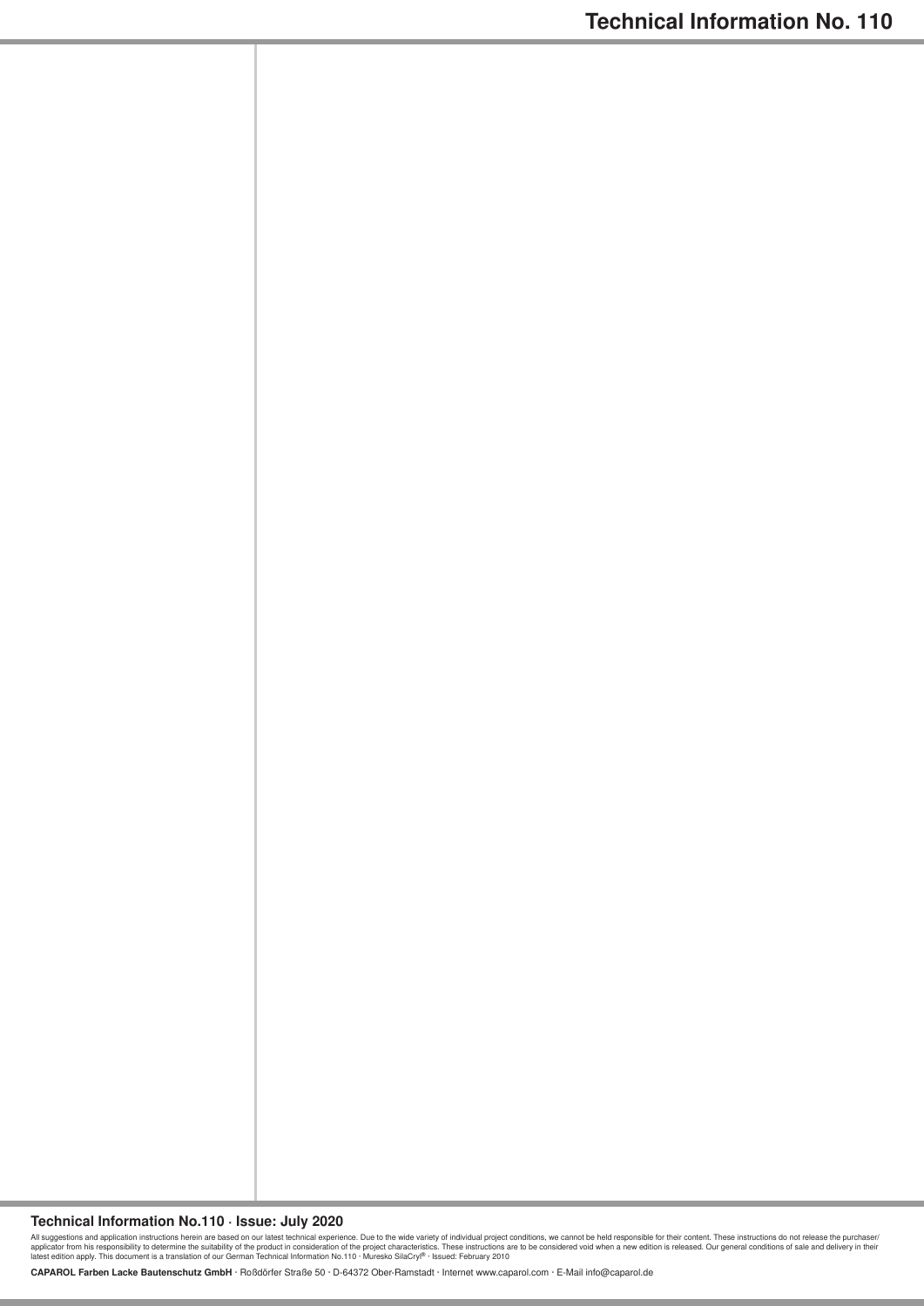**Technical Information No.110 · Issue: July 2020**

All suggestions and application instructions herein are based on our latest technical experience. Due to the wide variety of individual project conditions, we cannot be held responsible for their content. These instructions do not release the purchaser/applicator from his responsibility to determine the suitability of the product in consideration of the project characteristics. These instructions are to be considered void when a new edition is released. Our general conditions of sale and delivery in their latest edition apply. This document is a translation of our German Technical Information No.110 · Muresko SilaCryl® · Issued: February 2010

**CAPAROL Farben Lacke Bautenschutz GmbH** · Roßdörfer Straße 50 · D-64372 Ober-Ramstadt · Internet www.caparol.com · E-Mail info@caparol.de